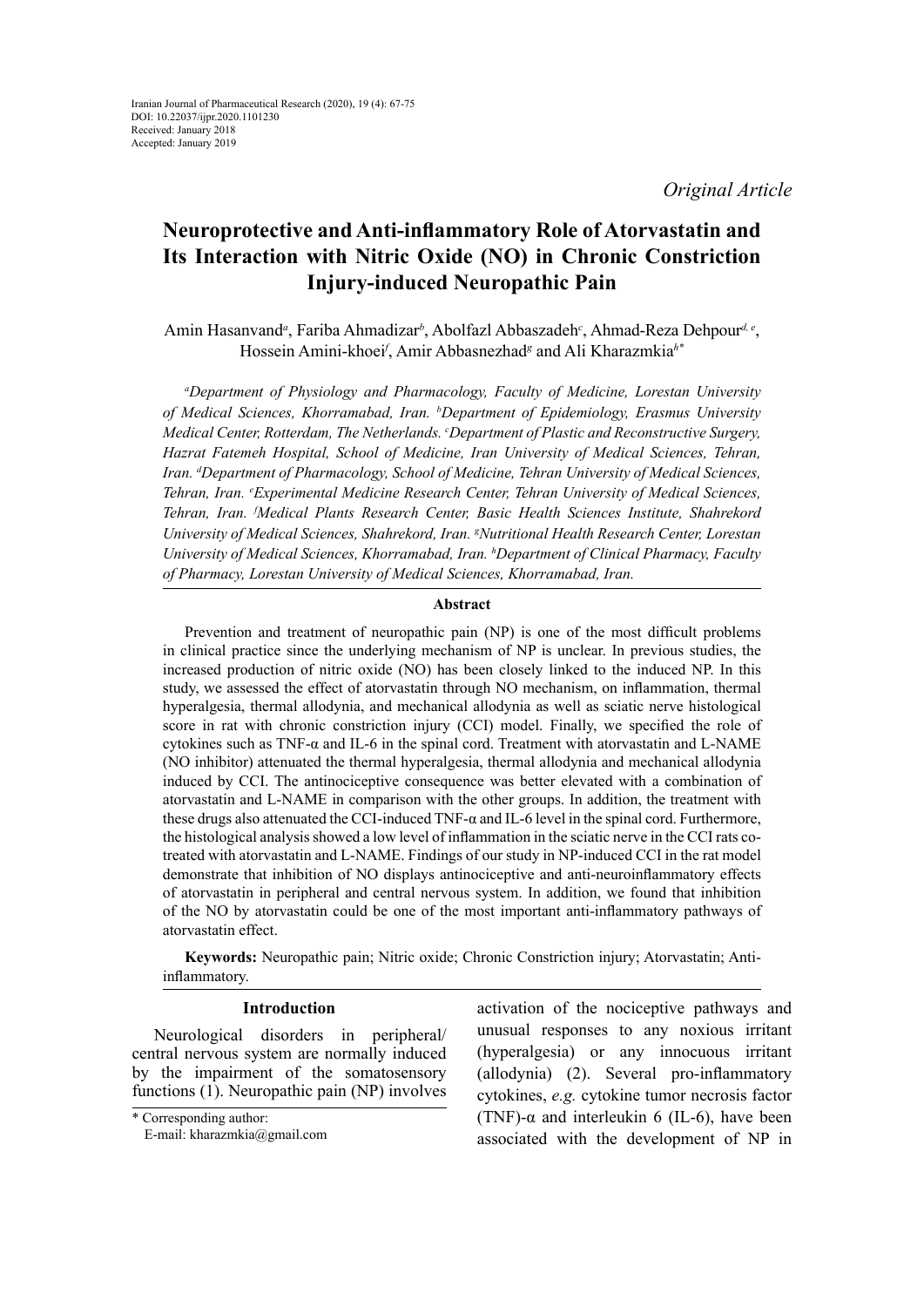Iranian Journal of Pharmaceutical Research (2020), 19 (4): 67-75
DOI: 10.22037/ijpr.2020.1101230
Received: January 2018
Accepted: January 2019

*Original Article*

# Neuroprotective and Anti-inflammatory Role of Atorvastatin and Its Interaction with Nitric Oxide (NO) in Chronic Constriction Injury-induced Neuropathic Pain

Amin Hasanvand[a], Fariba Ahmadizar[b], Abolfazl Abbaszadeh[c], Ahmad-Reza Dehpour[d, e], Hossein Amini-khoei[f], Amir Abbasnezhad[g] and Ali Kharazmkia[h*]

*[a]Department of Physiology and Pharmacology, Faculty of Medicine, Lorestan University of Medical Sciences, Khorramabad, Iran. [b]Department of Epidemiology, Erasmus University Medical Center, Rotterdam, The Netherlands. [c]Department of Plastic and Reconstructive Surgery, Hazrat Fatemeh Hospital, School of Medicine, Iran University of Medical Sciences, Tehran, Iran. [d]Department of Pharmacology, School of Medicine, Tehran University of Medical Sciences, Tehran, Iran. [e]Experimental Medicine Research Center, Tehran University of Medical Sciences, Tehran, Iran. [f]Medical Plants Research Center, Basic Health Sciences Institute, Shahrekord University of Medical Sciences, Shahrekord, Iran. [g]Nutritional Health Research Center, Lorestan University of Medical Sciences, Khorramabad, Iran. [h]Department of Clinical Pharmacy, Faculty of Pharmacy, Lorestan University of Medical Sciences, Khorramabad, Iran.*

## Abstract

Prevention and treatment of neuropathic pain (NP) is one of the most difficult problems in clinical practice since the underlying mechanism of NP is unclear. In previous studies, the increased production of nitric oxide (NO) has been closely linked to the induced NP. In this study, we assessed the effect of atorvastatin through NO mechanism, on inflammation, thermal hyperalgesia, thermal allodynia, and mechanical allodynia as well as sciatic nerve histological score in rat with chronic constriction injury (CCI) model. Finally, we specified the role of cytokines such as TNF-α and IL-6 in the spinal cord. Treatment with atorvastatin and L-NAME (NO inhibitor) attenuated the thermal hyperalgesia, thermal allodynia and mechanical allodynia induced by CCI. The antinociceptive consequence was better elevated with a combination of atorvastatin and L-NAME in comparison with the other groups. In addition, the treatment with these drugs also attenuated the CCI-induced TNF-α and IL-6 level in the spinal cord. Furthermore, the histological analysis showed a low level of inflammation in the sciatic nerve in the CCI rats co-treated with atorvastatin and L-NAME. Findings of our study in NP-induced CCI in the rat model demonstrate that inhibition of NO displays antinociceptive and anti-neuroinflammatory effects of atorvastatin in peripheral and central nervous system. In addition, we found that inhibition of the NO by atorvastatin could be one of the most important anti-inflammatory pathways of atorvastatin effect.

**Keywords:** Neuropathic pain; Nitric oxide; Chronic Constriction injury; Atorvastatin; Anti-inflammatory.

## Introduction

Neurological disorders in peripheral/central nervous system are normally induced by the impairment of the somatosensory functions (1). Neuropathic pain (NP) involves activation of the nociceptive pathways and unusual responses to any noxious irritant (hyperalgesia) or any innocuous irritant (allodynia) (2). Several pro-inflammatory cytokines, *e.g.* cytokine tumor necrosis factor (TNF)-α and interleukin 6 (IL-6), have been associated with the development of NP in

\* Corresponding author:
E-mail: kharazmkia@gmail.com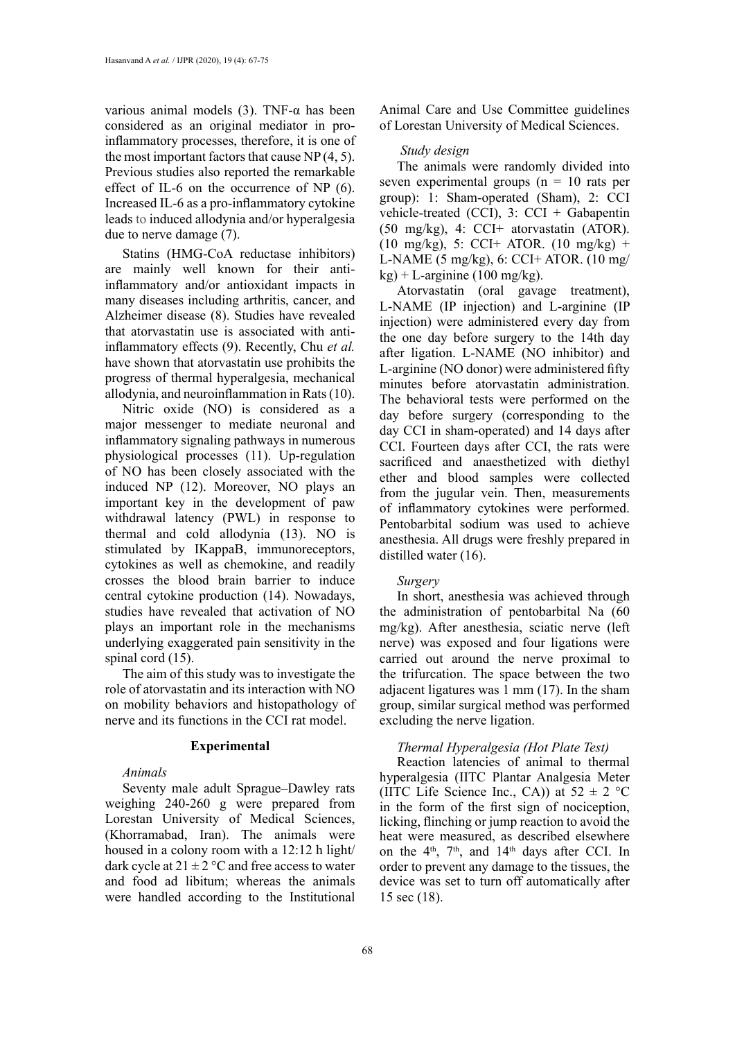various animal models (3). TNF-α has been considered as an original mediator in pro-inflammatory processes, therefore, it is one of the most important factors that cause NP (4, 5). Previous studies also reported the remarkable effect of IL-6 on the occurrence of NP (6). Increased IL-6 as a pro-inflammatory cytokine leads to induced allodynia and/or hyperalgesia due to nerve damage (7).

Statins (HMG-CoA reductase inhibitors) are mainly well known for their anti-inflammatory and/or antioxidant impacts in many diseases including arthritis, cancer, and Alzheimer disease (8). Studies have revealed that atorvastatin use is associated with anti-inflammatory effects (9). Recently, Chu *et al.* have shown that atorvastatin use prohibits the progress of thermal hyperalgesia, mechanical allodynia, and neuroinflammation in Rats (10).

Nitric oxide (NO) is considered as a major messenger to mediate neuronal and inflammatory signaling pathways in numerous physiological processes (11). Up-regulation of NO has been closely associated with the induced NP (12). Moreover, NO plays an important key in the development of paw withdrawal latency (PWL) in response to thermal and cold allodynia (13). NO is stimulated by IKappaB, immunoreceptors, cytokines as well as chemokine, and readily crosses the blood brain barrier to induce central cytokine production (14). Nowadays, studies have revealed that activation of NO plays an important role in the mechanisms underlying exaggerated pain sensitivity in the spinal cord (15).

The aim of this study was to investigate the role of atorvastatin and its interaction with NO on mobility behaviors and histopathology of nerve and its functions in the CCI rat model.

## Experimental

### *Animals*

Seventy male adult Sprague–Dawley rats weighing 240-260 g were prepared from Lorestan University of Medical Sciences, (Khorramabad, Iran). The animals were housed in a colony room with a 12:12 h light/dark cycle at 21 ± 2 °C and free access to water and food ad libitum; whereas the animals were handled according to the Institutional Animal Care and Use Committee guidelines of Lorestan University of Medical Sciences.

### *Study design*

The animals were randomly divided into seven experimental groups (n = 10 rats per group): 1: Sham-operated (Sham), 2: CCI vehicle-treated (CCI), 3: CCI + Gabapentin (50 mg/kg), 4: CCI+ atorvastatin (ATOR). (10 mg/kg), 5: CCI+ ATOR. (10 mg/kg) + L-NAME (5 mg/kg), 6: CCI+ ATOR. (10 mg/kg) + L-arginine (100 mg/kg).

Atorvastatin (oral gavage treatment), L-NAME (IP injection) and L-arginine (IP injection) were administered every day from the one day before surgery to the 14th day after ligation. L-NAME (NO inhibitor) and L-arginine (NO donor) were administered fifty minutes before atorvastatin administration. The behavioral tests were performed on the day before surgery (corresponding to the day CCI in sham-operated) and 14 days after CCI. Fourteen days after CCI, the rats were sacrificed and anaesthetized with diethyl ether and blood samples were collected from the jugular vein. Then, measurements of inflammatory cytokines were performed. Pentobarbital sodium was used to achieve anesthesia. All drugs were freshly prepared in distilled water (16).

### *Surgery*

In short, anesthesia was achieved through the administration of pentobarbital Na (60 mg/kg). After anesthesia, sciatic nerve (left nerve) was exposed and four ligations were carried out around the nerve proximal to the trifurcation. The space between the two adjacent ligatures was 1 mm (17). In the sham group, similar surgical method was performed excluding the nerve ligation.

### *Thermal Hyperalgesia (Hot Plate Test)*

Reaction latencies of animal to thermal hyperalgesia (IITC Plantar Analgesia Meter (IITC Life Science Inc., CA)) at 52 ± 2 °C in the form of the first sign of nociception, licking, flinching or jump reaction to avoid the heat were measured, as described elsewhere on the $4^{th}$, $7^{th}$, and $14^{th}$ days after CCI. In order to prevent any damage to the tissues, the device was set to turn off automatically after 15 sec (18).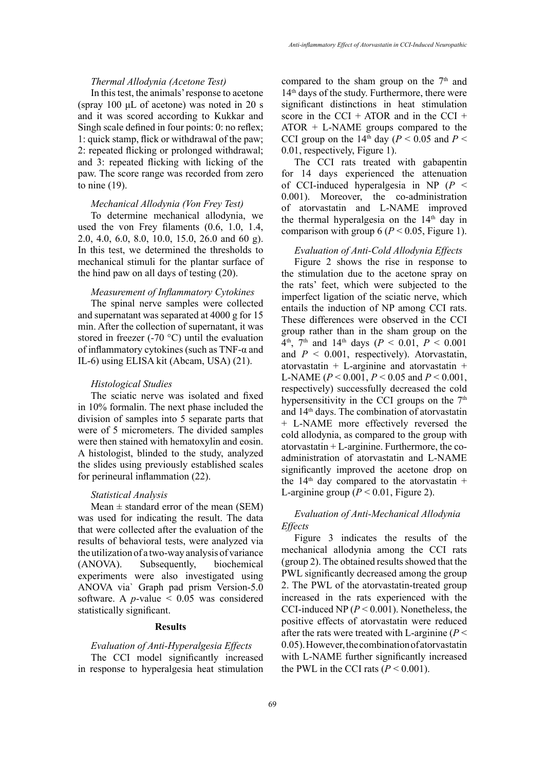*Thermal Allodynia (Acetone Test)*

In this test, the animals' response to acetone (spray 100 µL of acetone) was noted in 20 s and it was scored according to Kukkar and Singh scale defined in four points: 0: no reflex; 1: quick stamp, flick or withdrawal of the paw; 2: repeated flicking or prolonged withdrawal; and 3: repeated flicking with licking of the paw. The score range was recorded from zero to nine (19).

*Mechanical Allodynia (Von Frey Test)*

To determine mechanical allodynia, we used the von Frey filaments (0.6, 1.0, 1.4, 2.0, 4.0, 6.0, 8.0, 10.0, 15.0, 26.0 and 60 g). In this test, we determined the thresholds to mechanical stimuli for the plantar surface of the hind paw on all days of testing (20).

*Measurement of Inflammatory Cytokines*

The spinal nerve samples were collected and supernatant was separated at 4000 g for 15 min. After the collection of supernatant, it was stored in freezer (-70 °C) until the evaluation of inflammatory cytokines (such as TNF-α and IL-6) using ELISA kit (Abcam, USA) (21).

*Histological Studies*

The sciatic nerve was isolated and fixed in 10% formalin. The next phase included the division of samples into 5 separate parts that were of 5 micrometers. The divided samples were then stained with hematoxylin and eosin. A histologist, blinded to the study, analyzed the slides using previously established scales for perineural inflammation (22).

*Statistical Analysis*

Mean ± standard error of the mean (SEM) was used for indicating the result. The data that were collected after the evaluation of the results of behavioral tests, were analyzed via the utilization of a two-way analysis of variance (ANOVA). Subsequently, biochemical experiments were also investigated using ANOVA via` Graph pad prism Version-5.0 software. A $p$-value $< 0.05$ was considered statistically significant.

## Results

*Evaluation of Anti-Hyperalgesia Effects*

The CCI model significantly increased in response to hyperalgesia heat stimulation compared to the sham group on the 7th and 14th days of the study. Furthermore, there were significant distinctions in heat stimulation score in the CCI + ATOR and in the CCI + ATOR + L-NAME groups compared to the CCI group on the 14th day ($P < 0.05$ and $P < 0.01$, respectively, Figure 1).

The CCI rats treated with gabapentin for 14 days experienced the attenuation of CCI-induced hyperalgesia in NP ($P < 0.001$). Moreover, the co-administration of atorvastatin and L-NAME improved the thermal hyperalgesia on the 14th day in comparison with group 6 ($P < 0.05$, Figure 1).

*Evaluation of Anti-Cold Allodynia Effects*

Figure 2 shows the rise in response to the stimulation due to the acetone spray on the rats' feet, which were subjected to the imperfect ligation of the sciatic nerve, which entails the induction of NP among CCI rats. These differences were observed in the CCI group rather than in the sham group on the 4th, 7th and 14th days ($P < 0.01$, $P < 0.001$ and $P < 0.001$, respectively). Atorvastatin, atorvastatin + L-arginine and atorvastatin + L-NAME ($P < 0.001$, $P < 0.05$ and $P < 0.001$, respectively) successfully decreased the cold hypersensitivity in the CCI groups on the 7th and 14th days. The combination of atorvastatin + L-NAME more effectively reversed the cold allodynia, as compared to the group with atorvastatin + L-arginine. Furthermore, the co-administration of atorvastatin and L-NAME significantly improved the acetone drop on the 14th day compared to the atorvastatin + L-arginine group ($P < 0.01$, Figure 2).

*Evaluation of Anti-Mechanical Allodynia Effects*

Figure 3 indicates the results of the mechanical allodynia among the CCI rats (group 2). The obtained results showed that the PWL significantly decreased among the group 2. The PWL of the atorvastatin-treated group increased in the rats experienced with the CCI-induced NP ($P < 0.001$). Nonetheless, the positive effects of atorvastatin were reduced after the rats were treated with L-arginine ($P < 0.05$). However, the combination of atorvastatin with L-NAME further significantly increased the PWL in the CCI rats ($P < 0.001$).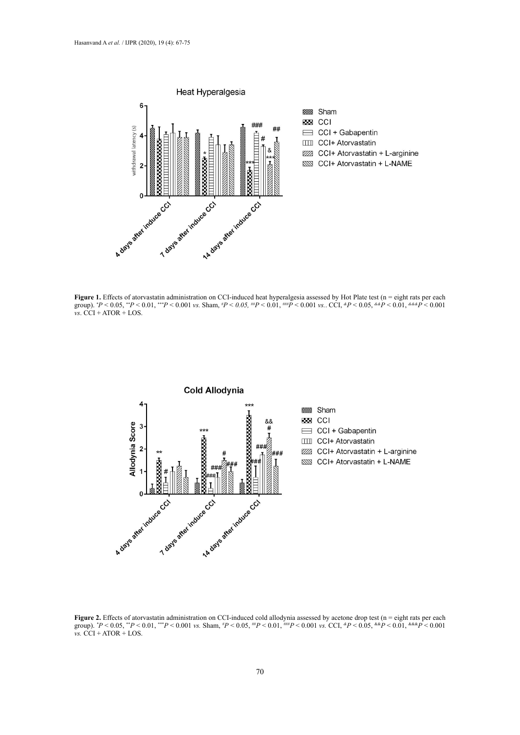**Figure 1.** Effects of atorvastatin administration on CCI-induced heat hyperalgesia assessed by Hot Plate test (n = eight rats per each group). $^{*}P < 0.05$, $^{**}P < 0.01$, $^{***}P < 0.001$ *vs.* Sham, $^{\#}P < 0.05$, $^{\#\#}P < 0.01$, $^{\#\#\#}P < 0.001$ *vs.*. CCI, $^{\&}P < 0.05$, $^{\&\&}P < 0.01$, $^{\&\&\&}P < 0.001$ *vs*. CCI + ATOR + LOS.

**Figure 2.** Effects of atorvastatin administration on CCI-induced cold allodynia assessed by acetone drop test (n = eight rats per each group). $^{*}P < 0.05$, $^{**}P < 0.01$, $^{***}P < 0.001$ *vs.* Sham, $^{\#}P < 0.05$, $^{\#\#}P < 0.01$, $^{\#\#\#}P < 0.001$ *vs.* CCI, $^{\&}P < 0.05$, $^{\&\&}P < 0.01$, $^{\&\&\&}P < 0.001$ *vs.* CCI + ATOR + LOS.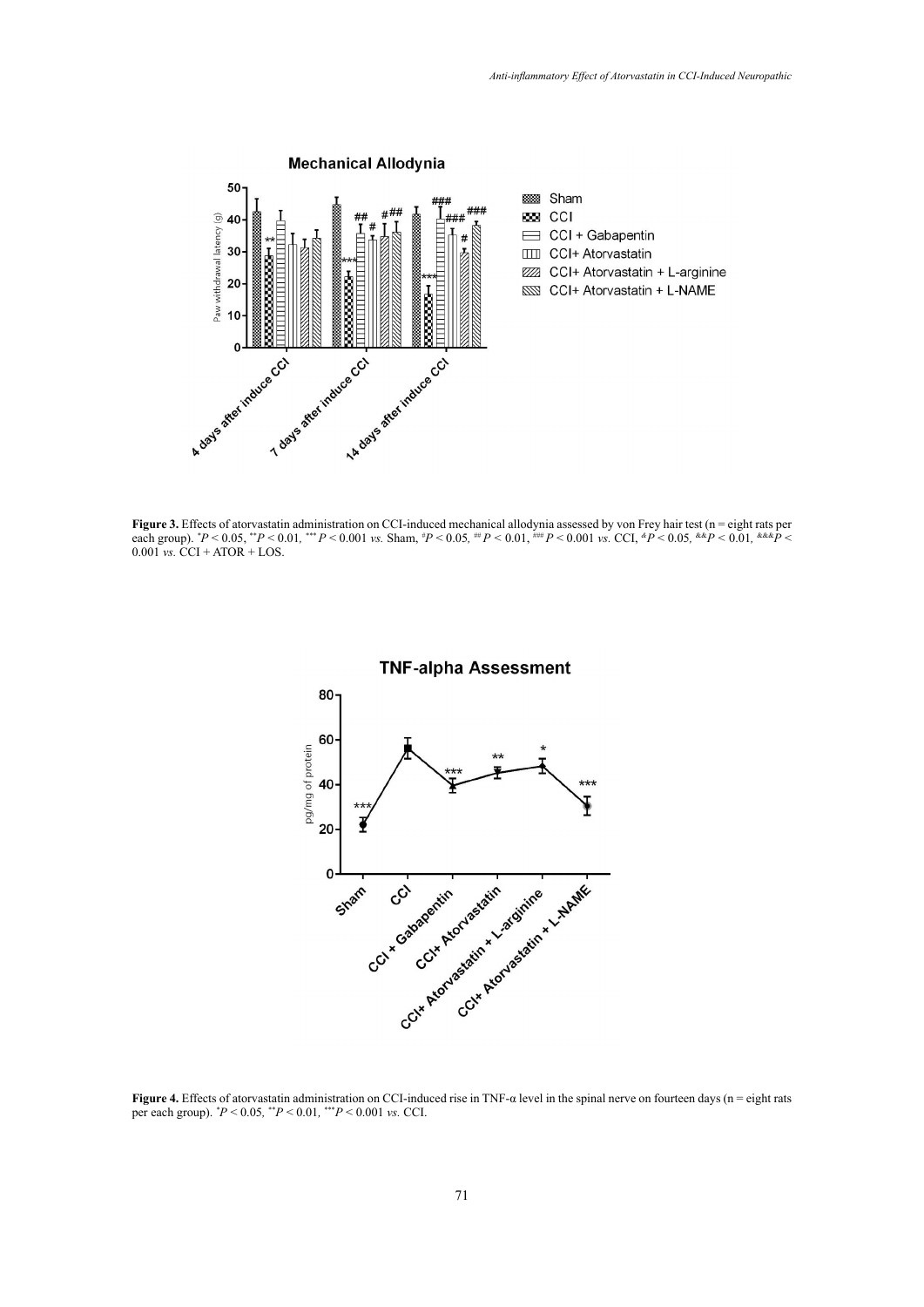**Figure 3.** Effects of atorvastatin administration on CCI-induced mechanical allodynia assessed by von Frey hair test (n = eight rats per each group). $^{*}P < 0.05$, $^{**}P < 0.01$, $^{***}P < 0.001$ *vs.* Sham, $^{\#}P < 0.05$, $^{\#\#}P < 0.01$, $^{\#\#\#}P < 0.001$ *vs.* CCI, $^{\&}P < 0.05$, $^{\&\&}P < 0.01$, $^{\&\&\&}P < 0.001$ *vs.* CCI + ATOR + LOS.

**Figure 4.** Effects of atorvastatin administration on CCI-induced rise in TNF-α level in the spinal nerve on fourteen days (n = eight rats per each group). $^{*}P < 0.05$, $^{**}P < 0.01$, $^{***}P < 0.001$ *vs.* CCI.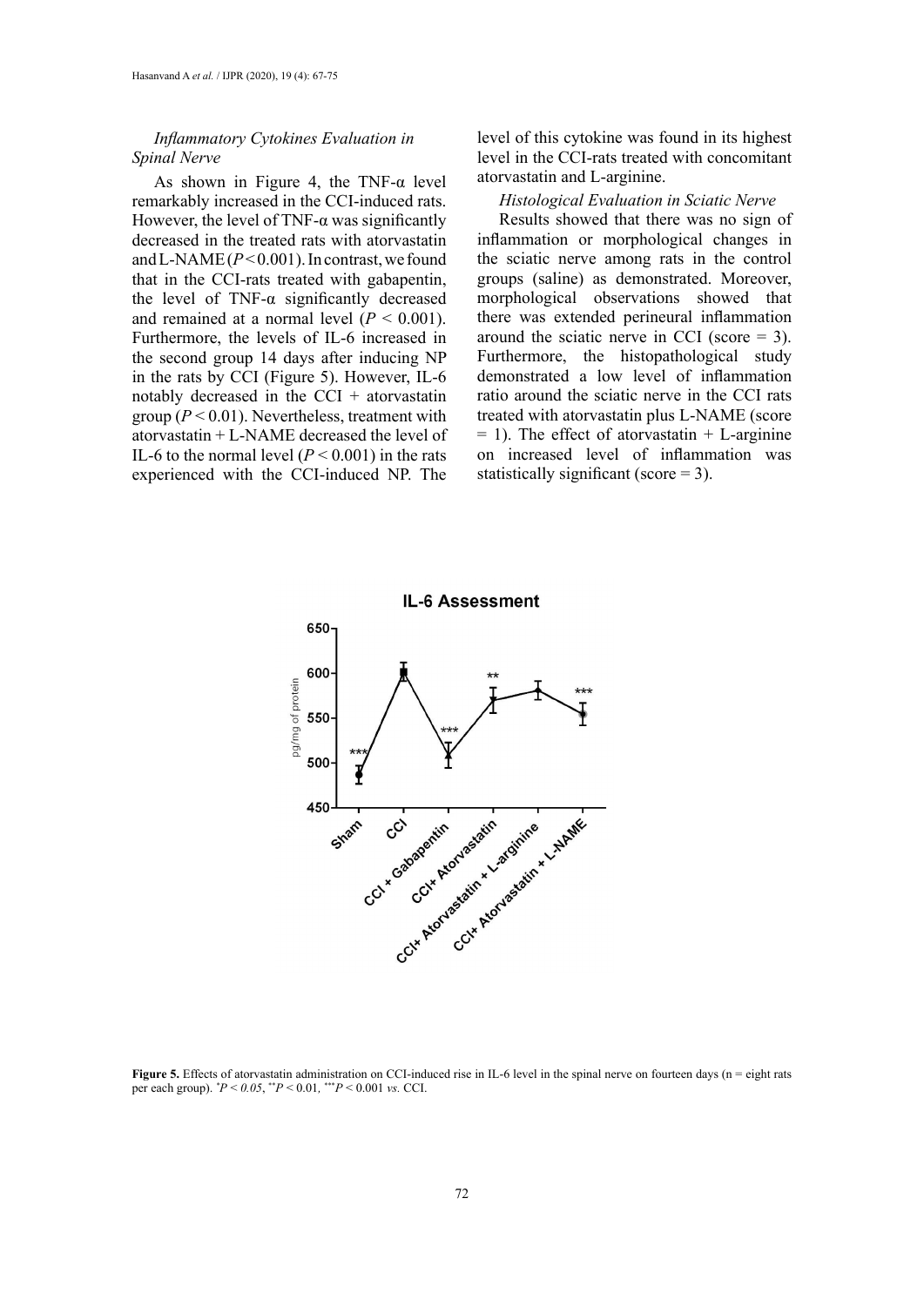### *Inflammatory Cytokines Evaluation in Spinal Nerve*

As shown in Figure 4, the TNF-α level remarkably increased in the CCI-induced rats. However, the level of TNF-α was significantly decreased in the treated rats with atorvastatin and L-NAME ($P < 0.001$). In contrast, we found that in the CCI-rats treated with gabapentin, the level of TNF-α significantly decreased and remained at a normal level ($P < 0.001$). Furthermore, the levels of IL-6 increased in the second group 14 days after inducing NP in the rats by CCI (Figure 5). However, IL-6 notably decreased in the CCI + atorvastatin group ($P < 0.01$). Nevertheless, treatment with atorvastatin + L-NAME decreased the level of IL-6 to the normal level ($P < 0.001$) in the rats experienced with the CCI-induced NP. The level of this cytokine was found in its highest level in the CCI-rats treated with concomitant atorvastatin and L-arginine.

### *Histological Evaluation in Sciatic Nerve*

Results showed that there was no sign of inflammation or morphological changes in the sciatic nerve among rats in the control groups (saline) as demonstrated. Moreover, morphological observations showed that there was extended perineural inflammation around the sciatic nerve in CCI (score = 3). Furthermore, the histopathological study demonstrated a low level of inflammation ratio around the sciatic nerve in the CCI rats treated with atorvastatin plus L-NAME (score = 1). The effect of atorvastatin + L-arginine on increased level of inflammation was statistically significant (score = 3).

**Figure 5.** Effects of atorvastatin administration on CCI-induced rise in IL-6 level in the spinal nerve on fourteen days (n = eight rats per each group). $^{*}P < 0.05$, $^{**}P < 0.01$, $^{***}P < 0.001$ *vs.* CCI.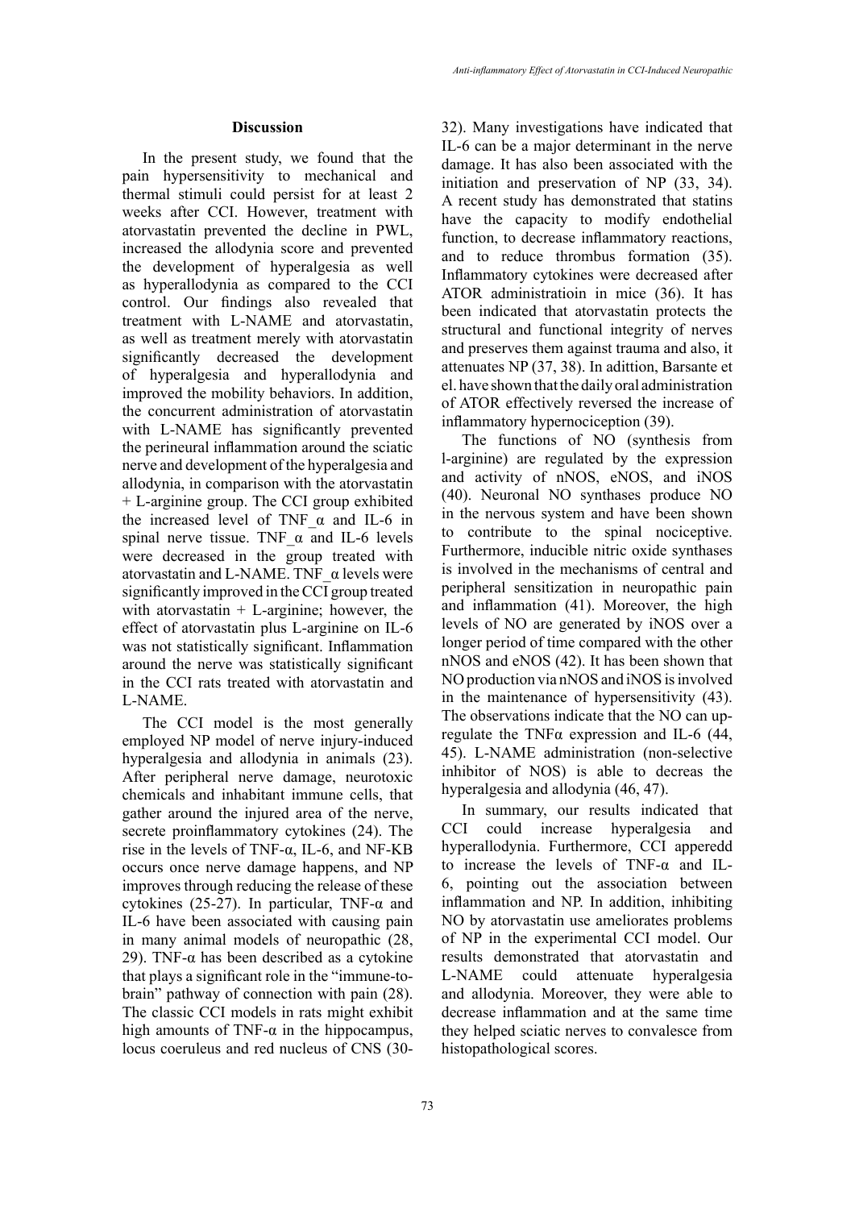## Discussion

In the present study, we found that the pain hypersensitivity to mechanical and thermal stimuli could persist for at least 2 weeks after CCI. However, treatment with atorvastatin prevented the decline in PWL, increased the allodynia score and prevented the development of hyperalgesia as well as hyperallodynia as compared to the CCI control. Our findings also revealed that treatment with L-NAME and atorvastatin, as well as treatment merely with atorvastatin significantly decreased the development of hyperalgesia and hyperallodynia and improved the mobility behaviors. In addition, the concurrent administration of atorvastatin with L-NAME has significantly prevented the perineural inflammation around the sciatic nerve and development of the hyperalgesia and allodynia, in comparison with the atorvastatin + L-arginine group. The CCI group exhibited the increased level of TNF_α and IL-6 in spinal nerve tissue. TNF_α and IL-6 levels were decreased in the group treated with atorvastatin and L-NAME. TNF_α levels were significantly improved in the CCI group treated with atorvastatin + L-arginine; however, the effect of atorvastatin plus L-arginine on IL-6 was not statistically significant. Inflammation around the nerve was statistically significant in the CCI rats treated with atorvastatin and L-NAME.

The CCI model is the most generally employed NP model of nerve injury-induced hyperalgesia and allodynia in animals (23). After peripheral nerve damage, neurotoxic chemicals and inhabitant immune cells, that gather around the injured area of the nerve, secrete proinflammatory cytokines (24). The rise in the levels of TNF-α, IL-6, and NF-KB occurs once nerve damage happens, and NP improves through reducing the release of these cytokines (25-27). In particular, TNF-α and IL-6 have been associated with causing pain in many animal models of neuropathic (28, 29). TNF-α has been described as a cytokine that plays a significant role in the "immune-to-brain" pathway of connection with pain (28). The classic CCI models in rats might exhibit high amounts of TNF-α in the hippocampus, locus coeruleus and red nucleus of CNS (30-32). Many investigations have indicated that IL-6 can be a major determinant in the nerve damage. It has also been associated with the initiation and preservation of NP (33, 34). A recent study has demonstrated that statins have the capacity to modify endothelial function, to decrease inflammatory reactions, and to reduce thrombus formation (35). Inflammatory cytokines were decreased after ATOR administratioin in mice (36). It has been indicated that atorvastatin protects the structural and functional integrity of nerves and preserves them against trauma and also, it attenuates NP (37, 38). In adittion, Barsante et el. have shown that the daily oral administration of ATOR effectively reversed the increase of inflammatory hypernociception (39).

The functions of NO (synthesis from l-arginine) are regulated by the expression and activity of nNOS, eNOS, and iNOS (40). Neuronal NO synthases produce NO in the nervous system and have been shown to contribute to the spinal nociceptive. Furthermore, inducible nitric oxide synthases is involved in the mechanisms of central and peripheral sensitization in neuropathic pain and inflammation (41). Moreover, the high levels of NO are generated by iNOS over a longer period of time compared with the other nNOS and eNOS (42). It has been shown that NO production via nNOS and iNOS is involved in the maintenance of hypersensitivity (43). The observations indicate that the NO can up-regulate the TNFα expression and IL-6 (44, 45). L-NAME administration (non-selective inhibitor of NOS) is able to decreas the hyperalgesia and allodynia (46, 47).

In summary, our results indicated that CCI could increase hyperalgesia and hyperallodynia. Furthermore, CCI apperedd to increase the levels of TNF-α and IL-6, pointing out the association between inflammation and NP. In addition, inhibiting NO by atorvastatin use ameliorates problems of NP in the experimental CCI model. Our results demonstrated that atorvastatin and L-NAME could attenuate hyperalgesia and allodynia. Moreover, they were able to decrease inflammation and at the same time they helped sciatic nerves to convalesce from histopathological scores.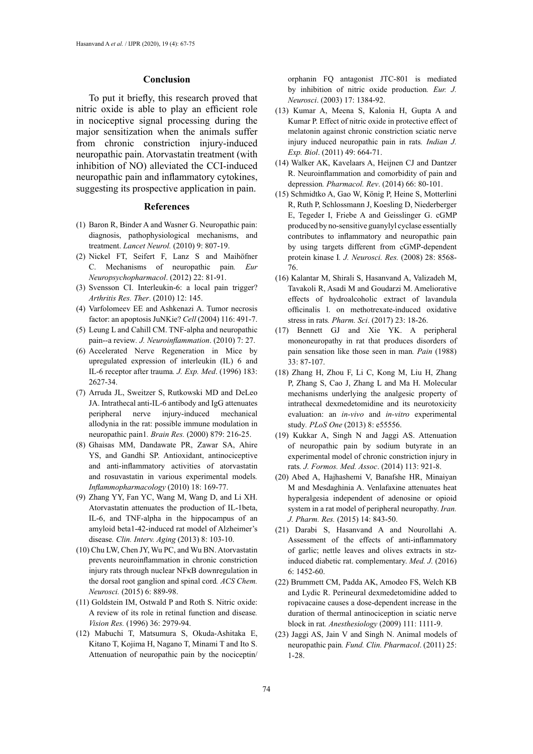## Conclusion

To put it briefly, this research proved that nitric oxide is able to play an efficient role in nociceptive signal processing during the major sensitization when the animals suffer from chronic constriction injury-induced neuropathic pain. Atorvastatin treatment (with inhibition of NO) alleviated the CCI-induced neuropathic pain and inflammatory cytokines, suggesting its prospective application in pain.

## References

(1) Baron R, Binder A and Wasner G. Neuropathic pain: diagnosis, pathophysiological mechanisms, and treatment. *Lancet Neurol.* (2010) 9: 807-19.

(2) Nickel FT, Seifert F, Lanz S and Maihöfner C. Mechanisms of neuropathic pain*. Eur Neuropsychopharmacol*. (2012) 22: 81-91.

(3) Svensson CI. Interleukin-6: a local pain trigger? *Arthritis Res. Ther*. (2010) 12: 145.

(4) Varfolomeev EE and Ashkenazi A. Tumor necrosis factor: an apoptosis JuNKie? *Cell* (2004) 116: 491-7.

(5) Leung L and Cahill CM. TNF-alpha and neuropathic pain--a review*. J. Neuroinflammation*. (2010) 7: 27.

(6) Accelerated Nerve Regeneration in Mice by upregulated expression of interleukin (IL) 6 and IL-6 receptor after trauma*. J. Exp. Med*. (1996) 183: 2627-34.

(7) Arruda JL, Sweitzer S, Rutkowski MD and DeLeo JA. Intrathecal anti-IL-6 antibody and IgG attenuates peripheral nerve injury-induced mechanical allodynia in the rat: possible immune modulation in neuropathic pain1*. Brain Res.* (2000) 879: 216-25.

(8) Ghaisas MM, Dandawate PR, Zawar SA, Ahire YS, and Gandhi SP. Antioxidant, antinociceptive and anti-inflammatory activities of atorvastatin and rosuvastatin in various experimental models*. Inflammopharmacology* (2010) 18: 169-77.

(9) Zhang YY, Fan YC, Wang M, Wang D, and Li XH. Atorvastatin attenuates the production of IL-1beta, IL-6, and TNF-alpha in the hippocampus of an amyloid beta1-42-induced rat model of Alzheimer's disease*. Clin. Interv. Aging* (2013) 8: 103-10.

(10) Chu LW, Chen JY, Wu PC, and Wu BN. Atorvastatin prevents neuroinflammation in chronic constriction injury rats through nuclear NFκB downregulation in the dorsal root ganglion and spinal cord*. ACS Chem. Neurosci.* (2015) 6: 889-98.

(11) Goldstein IM, Ostwald P and Roth S. Nitric oxide: A review of its role in retinal function and disease*. Vision Res.* (1996) 36: 2979-94.

(12) Mabuchi T, Matsumura S, Okuda-Ashitaka E, Kitano T, Kojima H, Nagano T, Minami T and Ito S. Attenuation of neuropathic pain by the nociceptin/orphanin FQ antagonist JTC-801 is mediated by inhibition of nitric oxide production*. Eur. J. Neurosci*. (2003) 17: 1384-92.

(13) Kumar A, Meena S, Kalonia H, Gupta A and Kumar P. Effect of nitric oxide in protective effect of melatonin against chronic constriction sciatic nerve injury induced neuropathic pain in rats*. Indian J. Exp. Biol*. (2011) 49: 664-71.

(14) Walker AK, Kavelaars A, Heijnen CJ and Dantzer R. Neuroinflammation and comorbidity of pain and depression*. Pharmacol. Rev*. (2014) 66: 80-101.

(15) Schmidtko A, Gao W, König P, Heine S, Motterlini R, Ruth P, Schlossmann J, Koesling D, Niederberger E, Tegeder I, Friebe A and Geisslinger G. cGMP produced by no-sensitive guanylyl cyclase essentially contributes to inflammatory and neuropathic pain by using targets different from cGMP-dependent protein kinase I*. J. Neurosci. Res.* (2008) 28: 8568-76.

(16) Kalantar M, Shirali S, Hasanvand A, Valizadeh M, Tavakoli R, Asadi M and Goudarzi M. Ameliorative effects of hydroalcoholic extract of lavandula officinalis l. on methotrexate-induced oxidative stress in rats*. Pharm. Sci*. (2017) 23: 18-26.

(17) Bennett GJ and Xie YK. A peripheral mononeuropathy in rat that produces disorders of pain sensation like those seen in man*. Pain* (1988) 33: 87-107.

(18) Zhang H, Zhou F, Li C, Kong M, Liu H, Zhang P, Zhang S, Cao J, Zhang L and Ma H. Molecular mechanisms underlying the analgesic property of intrathecal dexmedetomidine and its neurotoxicity evaluation: an *in-vivo* and *in-vitro* experimental study*. PLoS One* (2013) 8: e55556.

(19) Kukkar A, Singh N and Jaggi AS. Attenuation of neuropathic pain by sodium butyrate in an experimental model of chronic constriction injury in rats*. J. Formos. Med. Assoc*. (2014) 113: 921-8.

(20) Abed A, Hajhashemi V, Banafshe HR, Minaiyan M and Mesdaghinia A. Venlafaxine attenuates heat hyperalgesia independent of adenosine or opioid system in a rat model of peripheral neuropathy*. Iran. J. Pharm. Res.* (2015) 14: 843-50.

(21) Darabi S, Hasanvand A and Nourollahi A. Assessment of the effects of anti-inflammatory of garlic; nettle leaves and olives extracts in stz-induced diabetic rat. complementary*. Med. J.* (2016) 6: 1452-60.

(22) Brummett CM, Padda AK, Amodeo FS, Welch KB and Lydic R. Perineural dexmedetomidine added to ropivacaine causes a dose-dependent increase in the duration of thermal antinociception in sciatic nerve block in rat*. Anesthesiology* (2009) 111: 1111-9.

(23) Jaggi AS, Jain V and Singh N. Animal models of neuropathic pain*. Fund. Clin. Pharmacol*. (2011) 25: 1-28.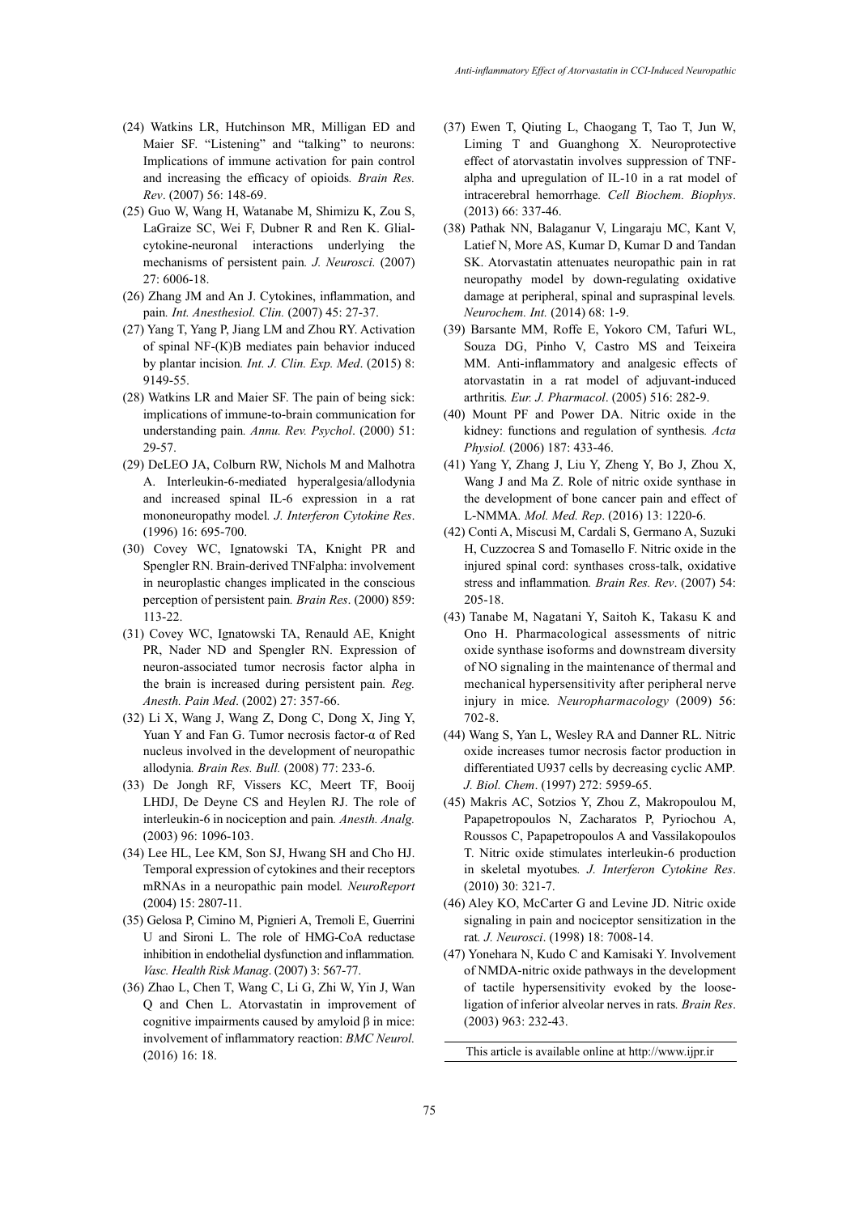(24) Watkins LR, Hutchinson MR, Milligan ED and Maier SF. "Listening" and "talking" to neurons: Implications of immune activation for pain control and increasing the efficacy of opioids. *Brain Res. Rev*. (2007) 56: 148-69.

(25) Guo W, Wang H, Watanabe M, Shimizu K, Zou S, LaGraize SC, Wei F, Dubner R and Ren K. Glial-cytokine-neuronal interactions underlying the mechanisms of persistent pain. *J. Neurosci.* (2007) 27: 6006-18.

(26) Zhang JM and An J. Cytokines, inflammation, and pain. *Int. Anesthesiol. Clin.* (2007) 45: 27-37.

(27) Yang T, Yang P, Jiang LM and Zhou RY. Activation of spinal NF-(K)B mediates pain behavior induced by plantar incision. *Int. J. Clin. Exp. Med*. (2015) 8: 9149-55.

(28) Watkins LR and Maier SF. The pain of being sick: implications of immune-to-brain communication for understanding pain. *Annu. Rev. Psychol*. (2000) 51: 29-57.

(29) DeLEO JA, Colburn RW, Nichols M and Malhotra A. Interleukin-6-mediated hyperalgesia/allodynia and increased spinal IL-6 expression in a rat mononeuropathy model. *J. Interferon Cytokine Res*. (1996) 16: 695-700.

(30) Covey WC, Ignatowski TA, Knight PR and Spengler RN. Brain-derived TNFalpha: involvement in neuroplastic changes implicated in the conscious perception of persistent pain. *Brain Res*. (2000) 859: 113-22.

(31) Covey WC, Ignatowski TA, Renauld AE, Knight PR, Nader ND and Spengler RN. Expression of neuron-associated tumor necrosis factor alpha in the brain is increased during persistent pain. *Reg. Anesth. Pain Med*. (2002) 27: 357-66.

(32) Li X, Wang J, Wang Z, Dong C, Dong X, Jing Y, Yuan Y and Fan G. Tumor necrosis factor-α of Red nucleus involved in the development of neuropathic allodynia. *Brain Res. Bull.* (2008) 77: 233-6.

(33) De Jongh RF, Vissers KC, Meert TF, Booij LHDJ, De Deyne CS and Heylen RJ. The role of interleukin-6 in nociception and pain. *Anesth. Analg.* (2003) 96: 1096-103.

(34) Lee HL, Lee KM, Son SJ, Hwang SH and Cho HJ. Temporal expression of cytokines and their receptors mRNAs in a neuropathic pain model. *NeuroReport* (2004) 15: 2807-11.

(35) Gelosa P, Cimino M, Pignieri A, Tremoli E, Guerrini U and Sironi L. The role of HMG-CoA reductase inhibition in endothelial dysfunction and inflammation. *Vasc. Health Risk Manag*. (2007) 3: 567-77.

(36) Zhao L, Chen T, Wang C, Li G, Zhi W, Yin J, Wan Q and Chen L. Atorvastatin in improvement of cognitive impairments caused by amyloid β in mice: involvement of inflammatory reaction: *BMC Neurol.* (2016) 16: 18.

(37) Ewen T, Qiuting L, Chaogang T, Tao T, Jun W, Liming T and Guanghong X. Neuroprotective effect of atorvastatin involves suppression of TNF-alpha and upregulation of IL-10 in a rat model of intracerebral hemorrhage. *Cell Biochem. Biophys*. (2013) 66: 337-46.

(38) Pathak NN, Balaganur V, Lingaraju MC, Kant V, Latief N, More AS, Kumar D, Kumar D and Tandan SK. Atorvastatin attenuates neuropathic pain in rat neuropathy model by down-regulating oxidative damage at peripheral, spinal and supraspinal levels. *Neurochem. Int.* (2014) 68: 1-9.

(39) Barsante MM, Roffe E, Yokoro CM, Tafuri WL, Souza DG, Pinho V, Castro MS and Teixeira MM. Anti-inflammatory and analgesic effects of atorvastatin in a rat model of adjuvant-induced arthritis. *Eur. J. Pharmacol*. (2005) 516: 282-9.

(40) Mount PF and Power DA. Nitric oxide in the kidney: functions and regulation of synthesis. *Acta Physiol.* (2006) 187: 433-46.

(41) Yang Y, Zhang J, Liu Y, Zheng Y, Bo J, Zhou X, Wang J and Ma Z. Role of nitric oxide synthase in the development of bone cancer pain and effect of L-NMMA. *Mol. Med. Rep*. (2016) 13: 1220-6.

(42) Conti A, Miscusi M, Cardali S, Germano A, Suzuki H, Cuzzocrea S and Tomasello F. Nitric oxide in the injured spinal cord: synthases cross-talk, oxidative stress and inflammation. *Brain Res. Rev*. (2007) 54: 205-18.

(43) Tanabe M, Nagatani Y, Saitoh K, Takasu K and Ono H. Pharmacological assessments of nitric oxide synthase isoforms and downstream diversity of NO signaling in the maintenance of thermal and mechanical hypersensitivity after peripheral nerve injury in mice. *Neuropharmacology* (2009) 56: 702-8.

(44) Wang S, Yan L, Wesley RA and Danner RL. Nitric oxide increases tumor necrosis factor production in differentiated U937 cells by decreasing cyclic AMP. *J. Biol. Chem*. (1997) 272: 5959-65.

(45) Makris AC, Sotzios Y, Zhou Z, Makropoulou M, Papapetropoulos N, Zacharatos P, Pyriochou A, Roussos C, Papapetropoulos A and Vassilakopoulos T. Nitric oxide stimulates interleukin-6 production in skeletal myotubes. *J. Interferon Cytokine Res*. (2010) 30: 321-7.

(46) Aley KO, McCarter G and Levine JD. Nitric oxide signaling in pain and nociceptor sensitization in the rat. *J. Neurosci*. (1998) 18: 7008-14.

(47) Yonehara N, Kudo C and Kamisaki Y. Involvement of NMDA-nitric oxide pathways in the development of tactile hypersensitivity evoked by the loose-ligation of inferior alveolar nerves in rats. *Brain Res*. (2003) 963: 232-43.

This article is available online at http://www.ijpr.ir